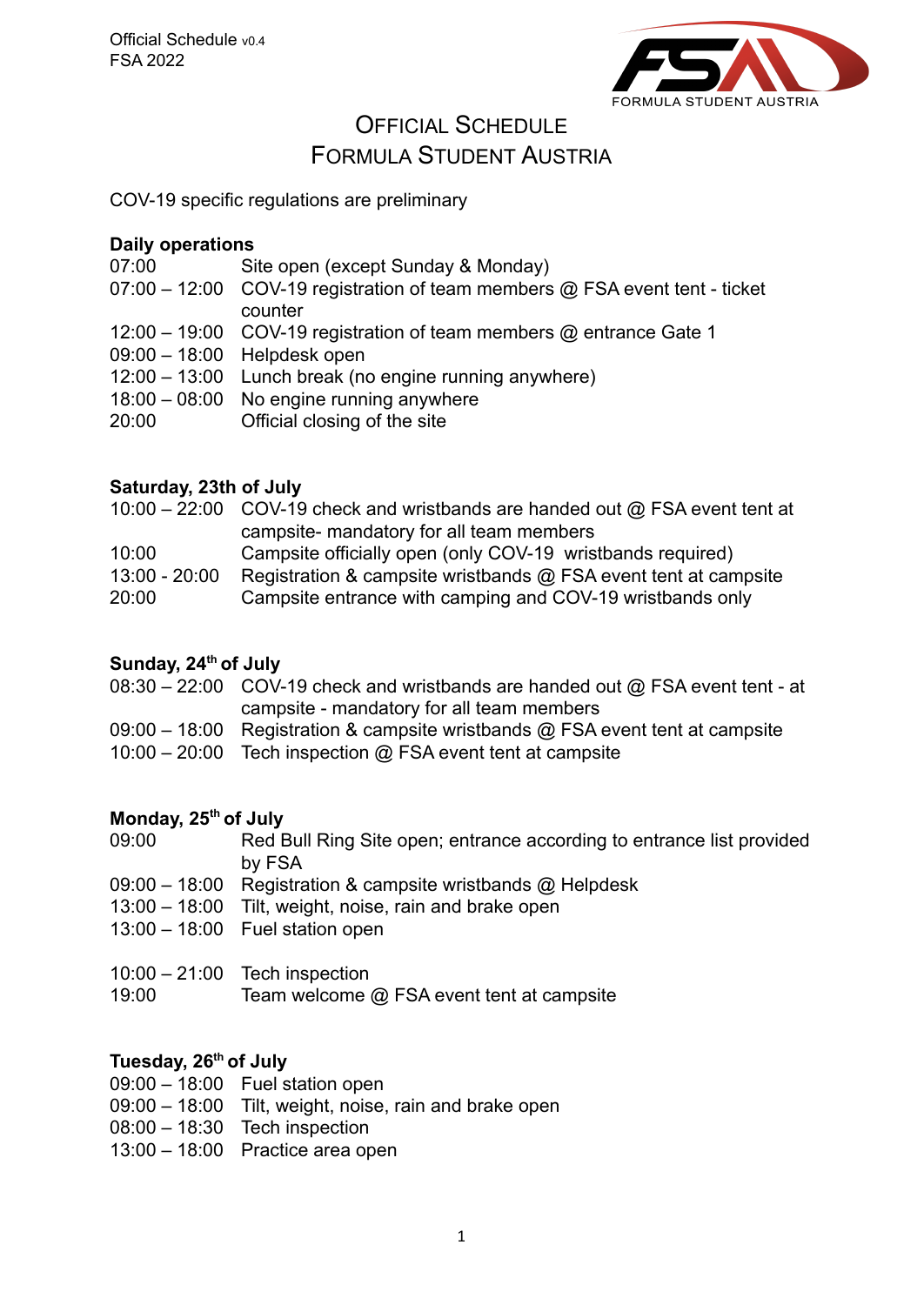# Official Schedule
# Formula Student Austria

COV-19 specific regulations are preliminary

**Daily operations**

| | |
|---|---|
| 07:00 | Site open (except Sunday & Monday) |
| 07:00 – 12:00 | COV-19 registration of team members @ FSA event tent - ticket counter |
| 12:00 – 19:00 | COV-19 registration of team members @ entrance Gate 1 |
| 09:00 – 18:00 | Helpdesk open |
| 12:00 – 13:00 | Lunch break (no engine running anywhere) |
| 18:00 – 08:00 | No engine running anywhere |
| 20:00 | Official closing of the site |

**Saturday, 23th of July**

| | |
|---|---|
| 10:00 – 22:00 | COV-19 check and wristbands are handed out @ FSA event tent at campsite- mandatory for all team members |
| 10:00 | Campsite officially open (only COV-19 wristbands required) |
| 13:00 - 20:00 | Registration & campsite wristbands @ FSA event tent at campsite |
| 20:00 | Campsite entrance with camping and COV-19 wristbands only |

**Sunday, 24th of July**

| | |
|---|---|
| 08:30 – 22:00 | COV-19 check and wristbands are handed out @ FSA event tent - at campsite - mandatory for all team members |
| 09:00 – 18:00 | Registration & campsite wristbands @ FSA event tent at campsite |
| 10:00 – 20:00 | Tech inspection @ FSA event tent at campsite |

**Monday, 25th of July**

| | |
|---|---|
| 09:00 | Red Bull Ring Site open; entrance according to entrance list provided by FSA |
| 09:00 – 18:00 | Registration & campsite wristbands @ Helpdesk |
| 13:00 – 18:00 | Tilt, weight, noise, rain and brake open |
| 13:00 – 18:00 | Fuel station open |
| 10:00 – 21:00 | Tech inspection |
| 19:00 | Team welcome @ FSA event tent at campsite |

**Tuesday, 26th of July**

| | |
|---|---|
| 09:00 – 18:00 | Fuel station open |
| 09:00 – 18:00 | Tilt, weight, noise, rain and brake open |
| 08:00 – 18:30 | Tech inspection |
| 13:00 – 18:00 | Practice area open |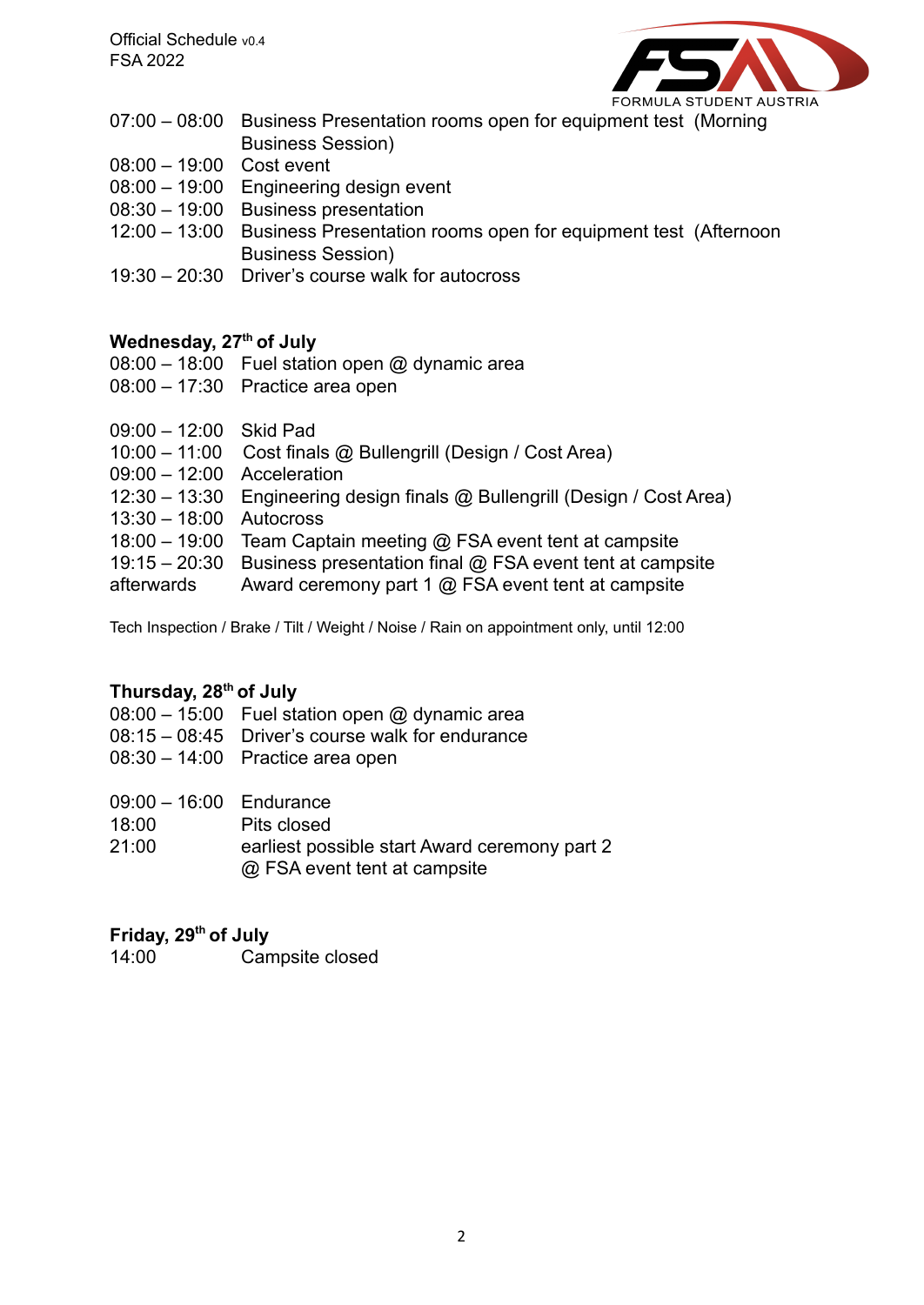07:00 – 08:00 Business Presentation rooms open for equipment test (Morning Business Session)
08:00 – 19:00 Cost event
08:00 – 19:00 Engineering design event
08:30 – 19:00 Business presentation
12:00 – 13:00 Business Presentation rooms open for equipment test (Afternoon Business Session)
19:30 – 20:30 Driver's course walk for autocross

**Wednesday, 27th of July**

08:00 – 18:00 Fuel station open @ dynamic area
08:00 – 17:30 Practice area open

09:00 – 12:00 Skid Pad
10:00 – 11:00 Cost finals @ Bullengrill (Design / Cost Area)
09:00 – 12:00 Acceleration
12:30 – 13:30 Engineering design finals @ Bullengrill (Design / Cost Area)
13:30 – 18:00 Autocross
18:00 – 19:00 Team Captain meeting @ FSA event tent at campsite
19:15 – 20:30 Business presentation final @ FSA event tent at campsite
afterwards Award ceremony part 1 @ FSA event tent at campsite

Tech Inspection / Brake / Tilt / Weight / Noise / Rain on appointment only, until 12:00

**Thursday, 28th of July**

08:00 – 15:00 Fuel station open @ dynamic area
08:15 – 08:45 Driver's course walk for endurance
08:30 – 14:00 Practice area open

09:00 – 16:00 Endurance
18:00 Pits closed
21:00 earliest possible start Award ceremony part 2 @ FSA event tent at campsite

**Friday, 29th of July**

14:00 Campsite closed